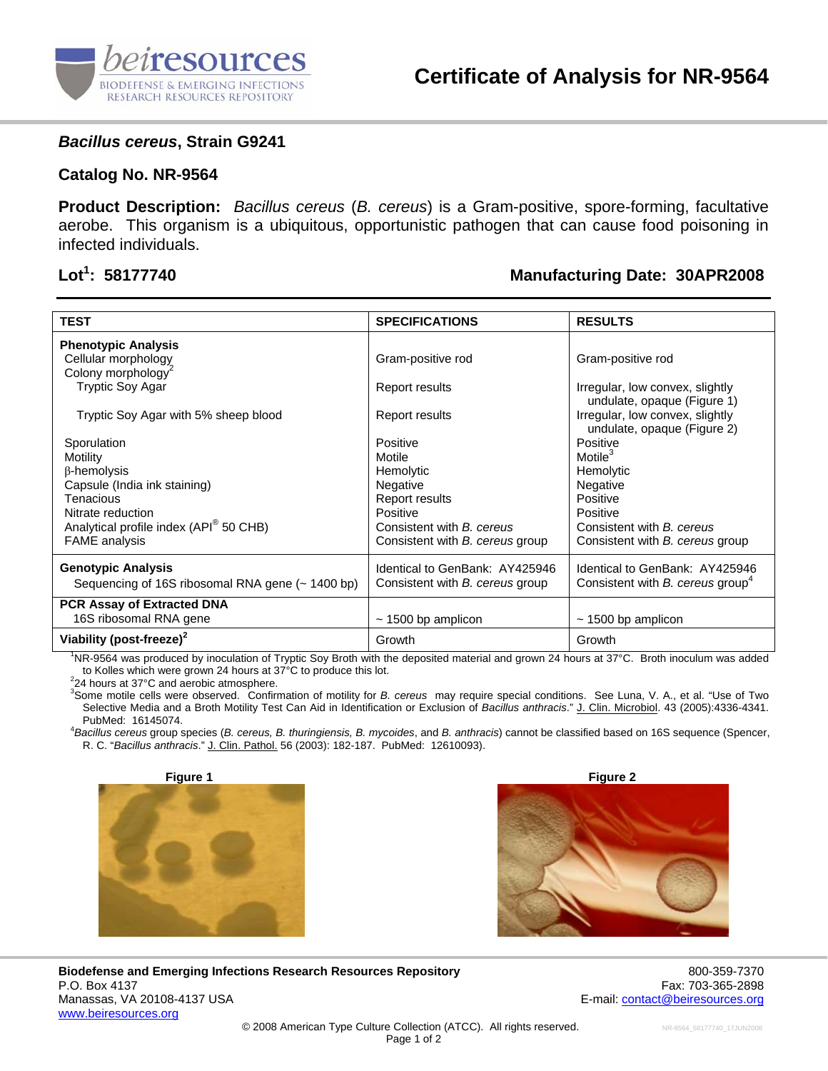# Certificate of Analysis for NR-9564

## *Bacillus cereus*, Strain G9241

**Catalog No. NR-9564**

**Product Description:** *Bacillus cereus* (*B. cereus*) is a Gram-positive, spore-forming, facultative aerobe. This organism is a ubiquitous, opportunistic pathogen that can cause food poisoning in infected individuals.

**Lot[1]: 58177740** **Manufacturing Date: 30APR2008**

| TEST | SPECIFICATIONS | RESULTS |
|---|---|---|
| **Phenotypic Analysis** | | |
| Cellular morphology | Gram-positive rod | Gram-positive rod |
| Colony morphology[2] | | |
| Tryptic Soy Agar | Report results | Irregular, low convex, slightly undulate, opaque (Figure 1) |
| Tryptic Soy Agar with 5% sheep blood | Report results | Irregular, low convex, slightly undulate, opaque (Figure 2) |
| Sporulation | Positive | Positive |
| Motility | Motile | Motile[3] |
| β-hemolysis | Hemolytic | Hemolytic |
| Capsule (India ink staining) | Negative | Negative |
| Tenacious | Report results | Positive |
| Nitrate reduction | Positive | Positive |
| Analytical profile index (API® 50 CHB) | Consistent with *B. cereus* | Consistent with *B. cereus* |
| FAME analysis | Consistent with *B. cereus* group | Consistent with *B. cereus* group |
| **Genotypic Analysis** | | |
| Sequencing of 16S ribosomal RNA gene (~ 1400 bp) | Identical to GenBank: AY425946 Consistent with *B. cereus* group | Identical to GenBank: AY425946 Consistent with *B. cereus* group[4] |
| **PCR Assay of Extracted DNA** | | |
| 16S ribosomal RNA gene | ~ 1500 bp amplicon | ~ 1500 bp amplicon |
| **Viability (post-freeze)[2]** | Growth | Growth |

[1]NR-9564 was produced by inoculation of Tryptic Soy Broth with the deposited material and grown 24 hours at 37°C. Broth inoculum was added to Kolles which were grown 24 hours at 37°C to produce this lot.

[2]24 hours at 37°C and aerobic atmosphere.

[3]Some motile cells were observed. Confirmation of motility for *B. cereus* may require special conditions. See Luna, V. A., et al. "Use of Two Selective Media and a Broth Motility Test Can Aid in Identification or Exclusion of *Bacillus anthracis*." J. Clin. Microbiol. 43 (2005):4336-4341. PubMed: 16145074.

[4]*Bacillus cereus* group species (*B. cereus, B. thuringiensis, B. mycoides*, and *B. anthracis*) cannot be classified based on 16S sequence (Spencer, R. C. "*Bacillus anthracis*." J. Clin. Pathol. 56 (2003): 182-187. PubMed: 12610093).

**Figure 1**

**Figure 2**

**Biodefense and Emerging Infections Research Resources Repository**
P.O. Box 4137
Manassas, VA 20108-4137 USA
www.beiresources.org

800-359-7370
Fax: 703-365-2898
E-mail: contact@beiresources.org

© 2008 American Type Culture Collection (ATCC). All rights reserved.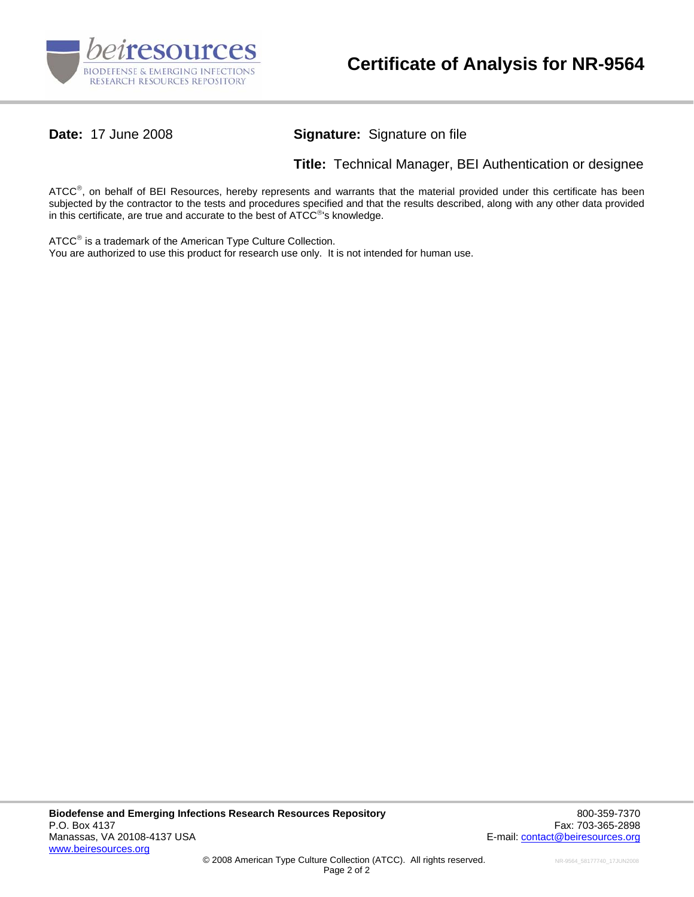**Date:** 17 June 2008

**Signature:** Signature on file

**Title:** Technical Manager, BEI Authentication or designee

ATCC®, on behalf of BEI Resources, hereby represents and warrants that the material provided under this certificate has been subjected by the contractor to the tests and procedures specified and that the results described, along with any other data provided in this certificate, are true and accurate to the best of ATCC®'s knowledge.

ATCC® is a trademark of the American Type Culture Collection.
You are authorized to use this product for research use only. It is not intended for human use.

**Biodefense and Emerging Infections Research Resources Repository**
P.O. Box 4137
Manassas, VA 20108-4137 USA
www.beiresources.org

800-359-7370
Fax: 703-365-2898
E-mail: contact@beiresources.org

© 2008 American Type Culture Collection (ATCC). All rights reserved.

NR-9564_58177740_17JUN2008